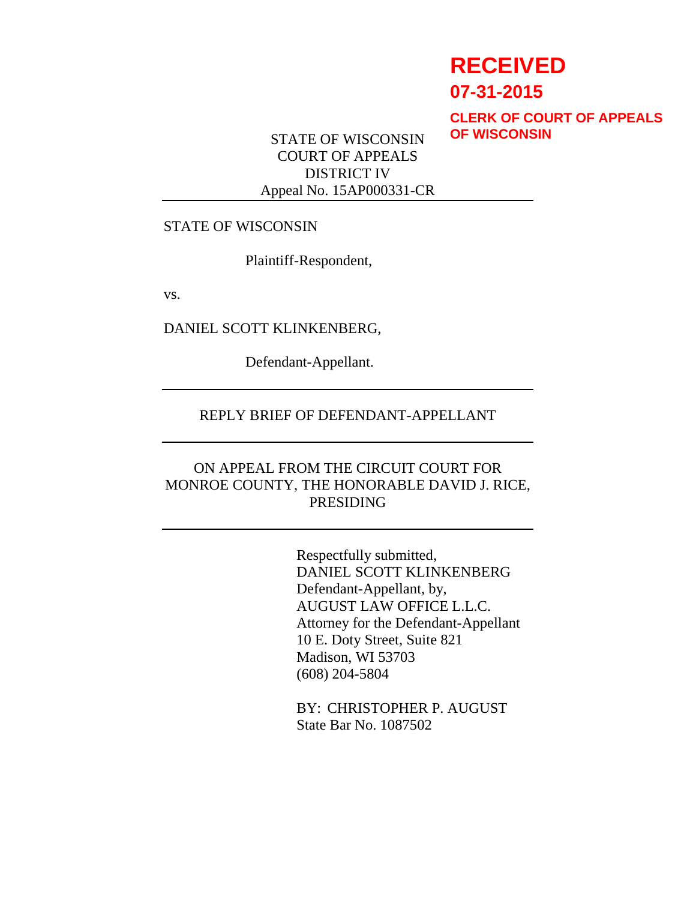**RECEIVED**

**07-31-2015**

**CLERK OF COURT OF APPEALS OF WISCONSIN**

STATE OF WISCONSIN
COURT OF APPEALS
DISTRICT IV
Appeal No. 15AP000331-CR

---

STATE OF WISCONSIN

Plaintiff-Respondent,

vs.

DANIEL SCOTT KLINKENBERG,

Defendant-Appellant.

---

REPLY BRIEF OF DEFENDANT-APPELLANT

---

ON APPEAL FROM THE CIRCUIT COURT FOR MONROE COUNTY, THE HONORABLE DAVID J. RICE, PRESIDING

---

Respectfully submitted,
DANIEL SCOTT KLINKENBERG
Defendant-Appellant, by,
AUGUST LAW OFFICE L.L.C.
Attorney for the Defendant-Appellant
10 E. Doty Street, Suite 821
Madison, WI 53703
(608) 204-5804

BY: CHRISTOPHER P. AUGUST
State Bar No. 1087502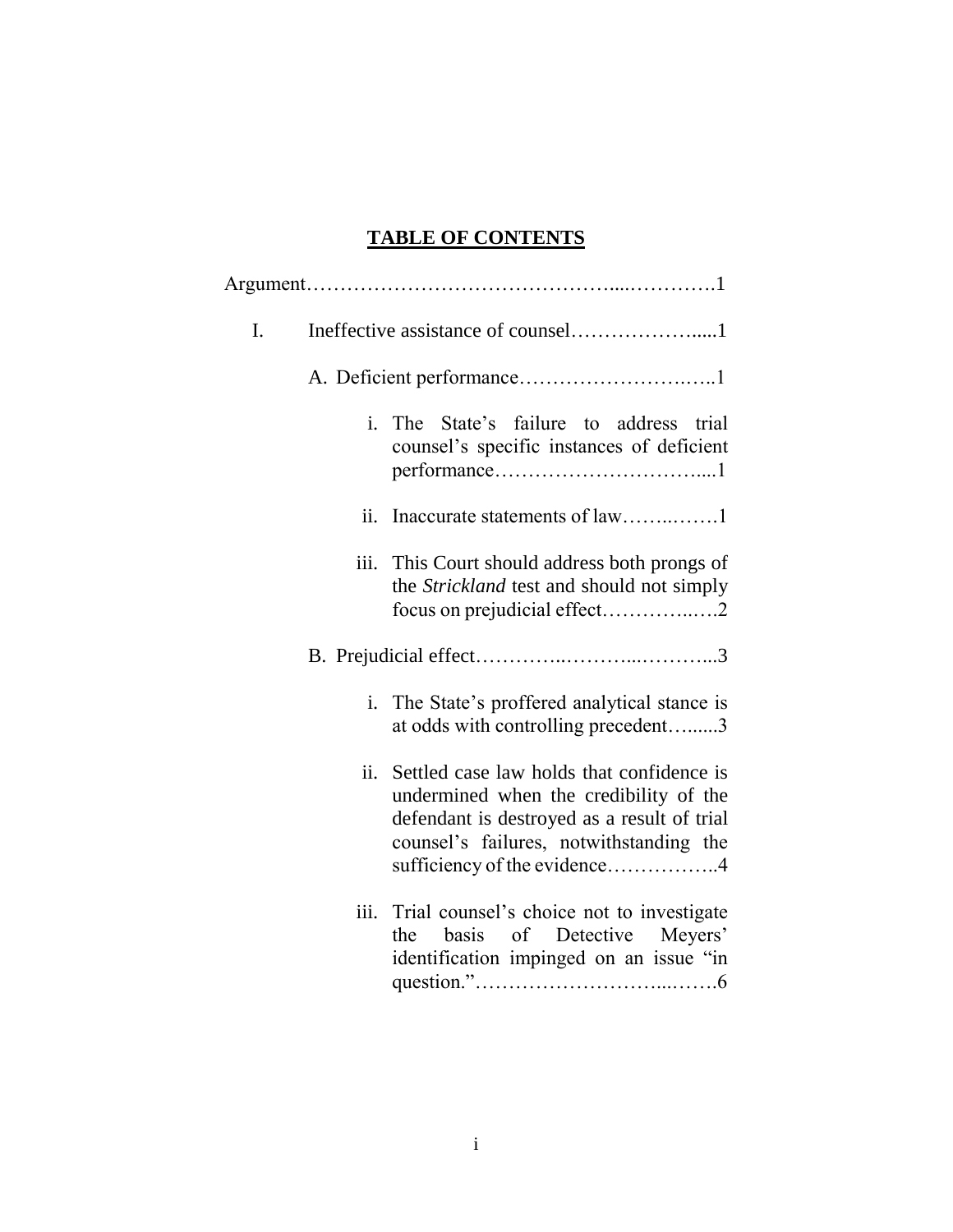# TABLE OF CONTENTS

Argument……………………………………....………….1

I. Ineffective assistance of counsel………………….....1

A. Deficient performance……………………….…..1

i. The State's failure to address trial counsel's specific instances of deficient performance…………………………....1

ii. Inaccurate statements of law……..…….1

iii. This Court should address both prongs of the *Strickland* test and should not simply focus on prejudicial effect…………..….2

B. Prejudicial effect…………..………..………...3

i. The State's proffered analytical stance is at odds with controlling precedent….....3

ii. Settled case law holds that confidence is undermined when the credibility of the defendant is destroyed as a result of trial counsel's failures, notwithstanding the sufficiency of the evidence……………..4

iii. Trial counsel's choice not to investigate the basis of Detective Meyers' identification impinged on an issue "in question."……………………...…….6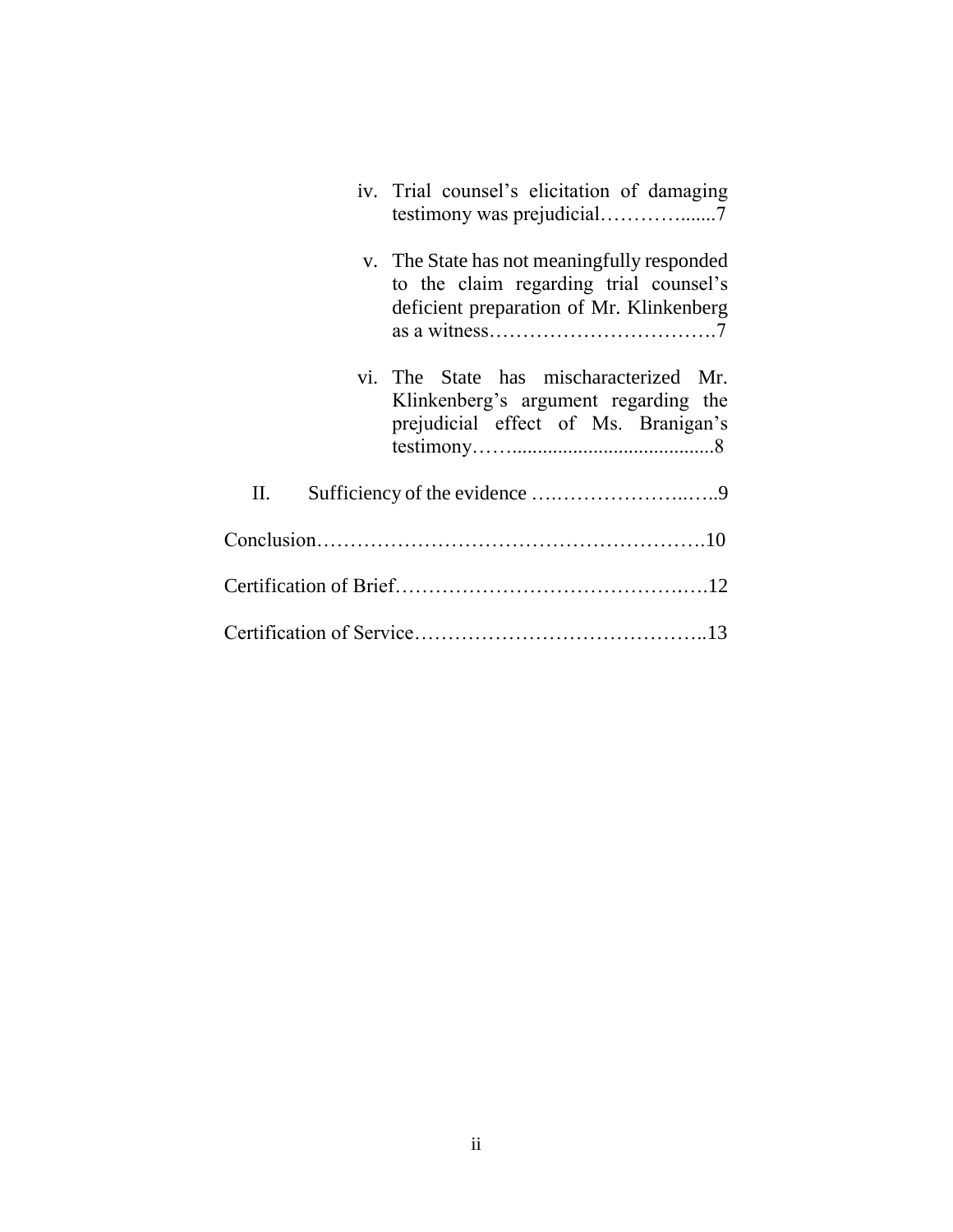iv. Trial counsel's elicitation of damaging testimony was prejudicial…………........7

v. The State has not meaningfully responded to the claim regarding trial counsel's deficient preparation of Mr. Klinkenberg as a witness…………………………….7

vi. The State has mischaracterized Mr. Klinkenberg's argument regarding the prejudicial effect of Ms. Branigan's testimony……........................................8

II. Sufficiency of the evidence ….………………..…..9

Conclusion……………………………………………….10

Certification of Brief…………………………………….….12

Certification of Service……………………………………..13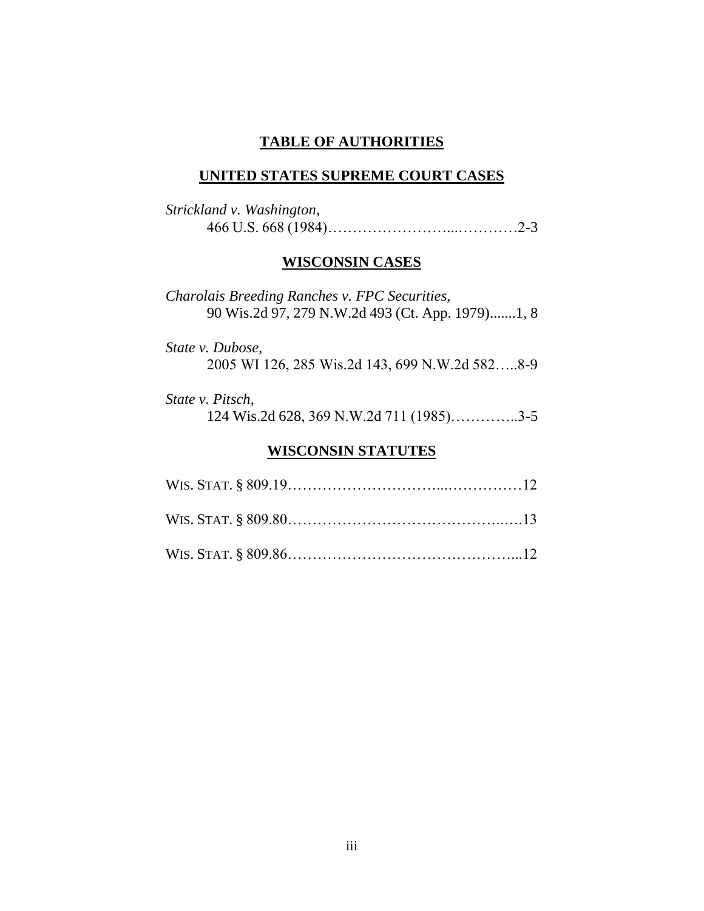# TABLE OF AUTHORITIES

## UNITED STATES SUPREME COURT CASES

*Strickland v. Washington*,
466 U.S. 668 (1984)……………………...…………2-3

## WISCONSIN CASES

*Charolais Breeding Ranches v. FPC Securities,*
90 Wis.2d 97, 279 N.W.2d 493 (Ct. App. 1979).......1, 8

*State v. Dubose*,
2005 WI 126, 285 Wis.2d 143, 699 N.W.2d 582…..8-9

*State v. Pitsch*,
124 Wis.2d 628, 369 N.W.2d 711 (1985)…………..3-5

## WISCONSIN STATUTES

WIS. STAT. § 809.19…………………………...……………12

WIS. STAT. § 809.80……………………………………..….13

WIS. STAT. § 809.86………………………………………...12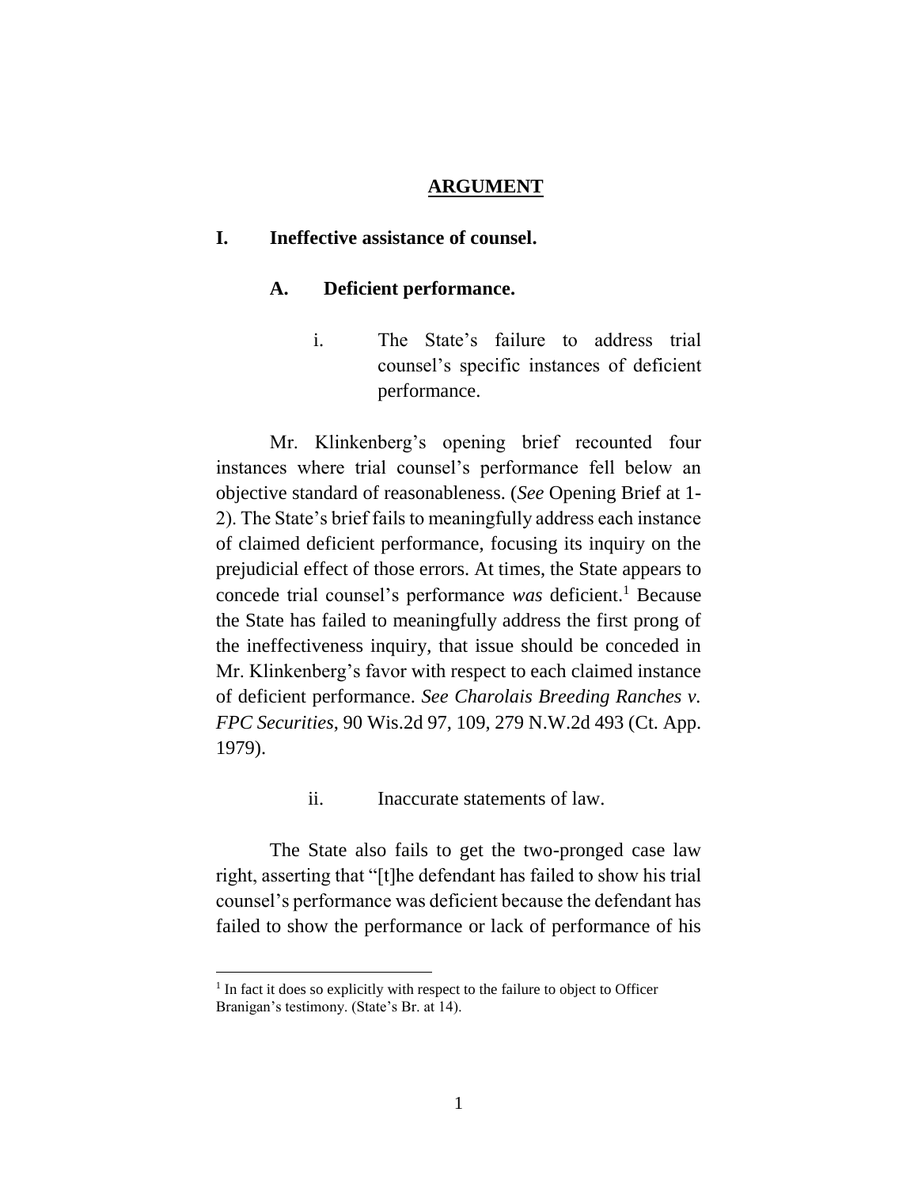## ARGUMENT

### I. Ineffective assistance of counsel.

#### A. Deficient performance.

##### i. The State's failure to address trial counsel's specific instances of deficient performance.

Mr. Klinkenberg's opening brief recounted four instances where trial counsel's performance fell below an objective standard of reasonableness. (*See* Opening Brief at 1-2). The State's brief fails to meaningfully address each instance of claimed deficient performance, focusing its inquiry on the prejudicial effect of those errors. At times, the State appears to concede trial counsel's performance *was* deficient.[1] Because the State has failed to meaningfully address the first prong of the ineffectiveness inquiry, that issue should be conceded in Mr. Klinkenberg's favor with respect to each claimed instance of deficient performance. *See Charolais Breeding Ranches v. FPC Securities*, 90 Wis.2d 97, 109, 279 N.W.2d 493 (Ct. App. 1979).

##### ii. Inaccurate statements of law.

The State also fails to get the two-pronged case law right, asserting that "[t]he defendant has failed to show his trial counsel's performance was deficient because the defendant has failed to show the performance or lack of performance of his

[1] In fact it does so explicitly with respect to the failure to object to Officer Branigan's testimony. (State's Br. at 14).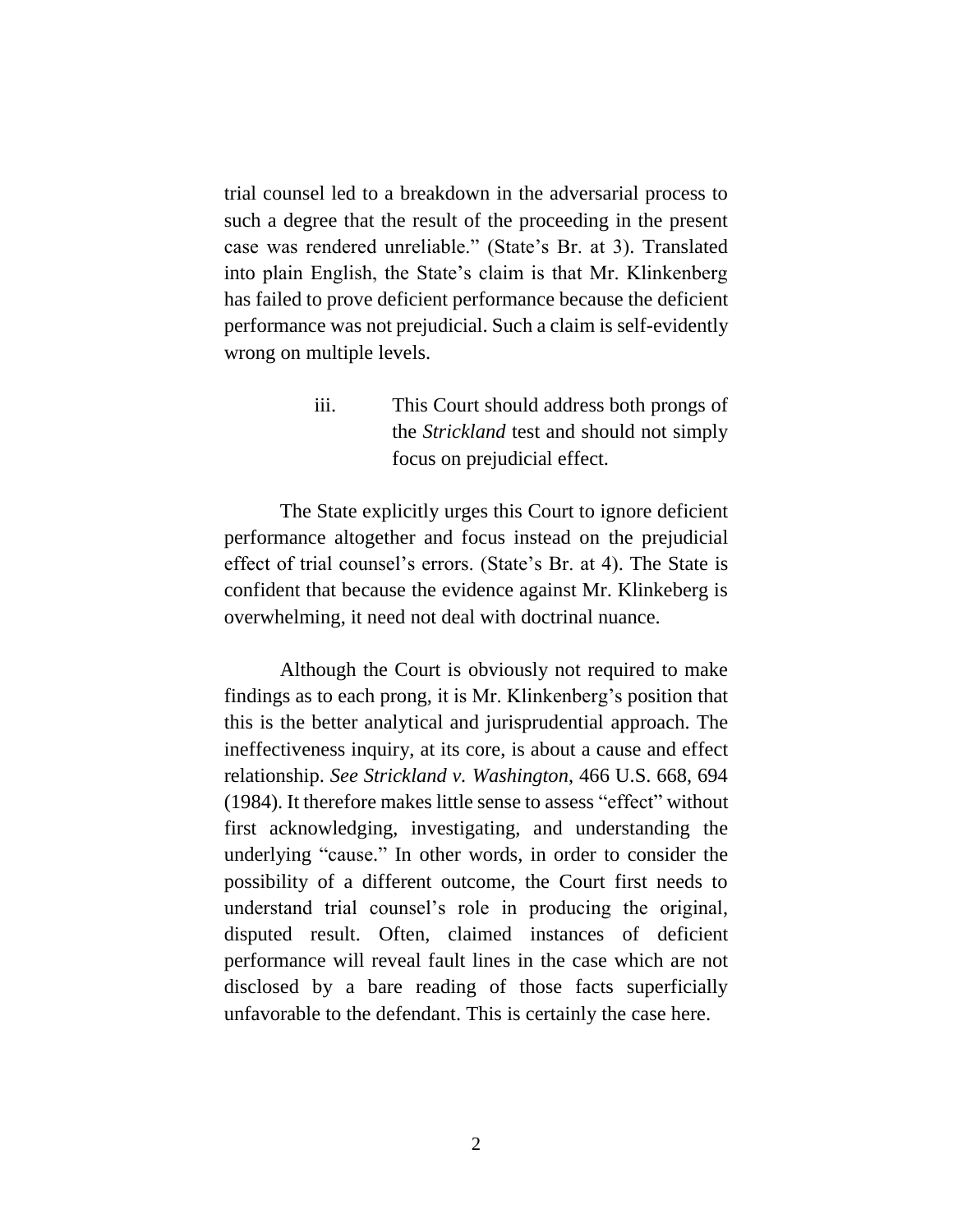trial counsel led to a breakdown in the adversarial process to such a degree that the result of the proceeding in the present case was rendered unreliable." (State's Br. at 3). Translated into plain English, the State's claim is that Mr. Klinkenberg has failed to prove deficient performance because the deficient performance was not prejudicial. Such a claim is self-evidently wrong on multiple levels.

iii. This Court should address both prongs of the *Strickland* test and should not simply focus on prejudicial effect.

The State explicitly urges this Court to ignore deficient performance altogether and focus instead on the prejudicial effect of trial counsel's errors. (State's Br. at 4). The State is confident that because the evidence against Mr. Klinkeberg is overwhelming, it need not deal with doctrinal nuance.

Although the Court is obviously not required to make findings as to each prong, it is Mr. Klinkenberg's position that this is the better analytical and jurisprudential approach. The ineffectiveness inquiry, at its core, is about a cause and effect relationship. *See Strickland v. Washington*, 466 U.S. 668, 694 (1984). It therefore makes little sense to assess "effect" without first acknowledging, investigating, and understanding the underlying "cause." In other words, in order to consider the possibility of a different outcome, the Court first needs to understand trial counsel's role in producing the original, disputed result. Often, claimed instances of deficient performance will reveal fault lines in the case which are not disclosed by a bare reading of those facts superficially unfavorable to the defendant. This is certainly the case here.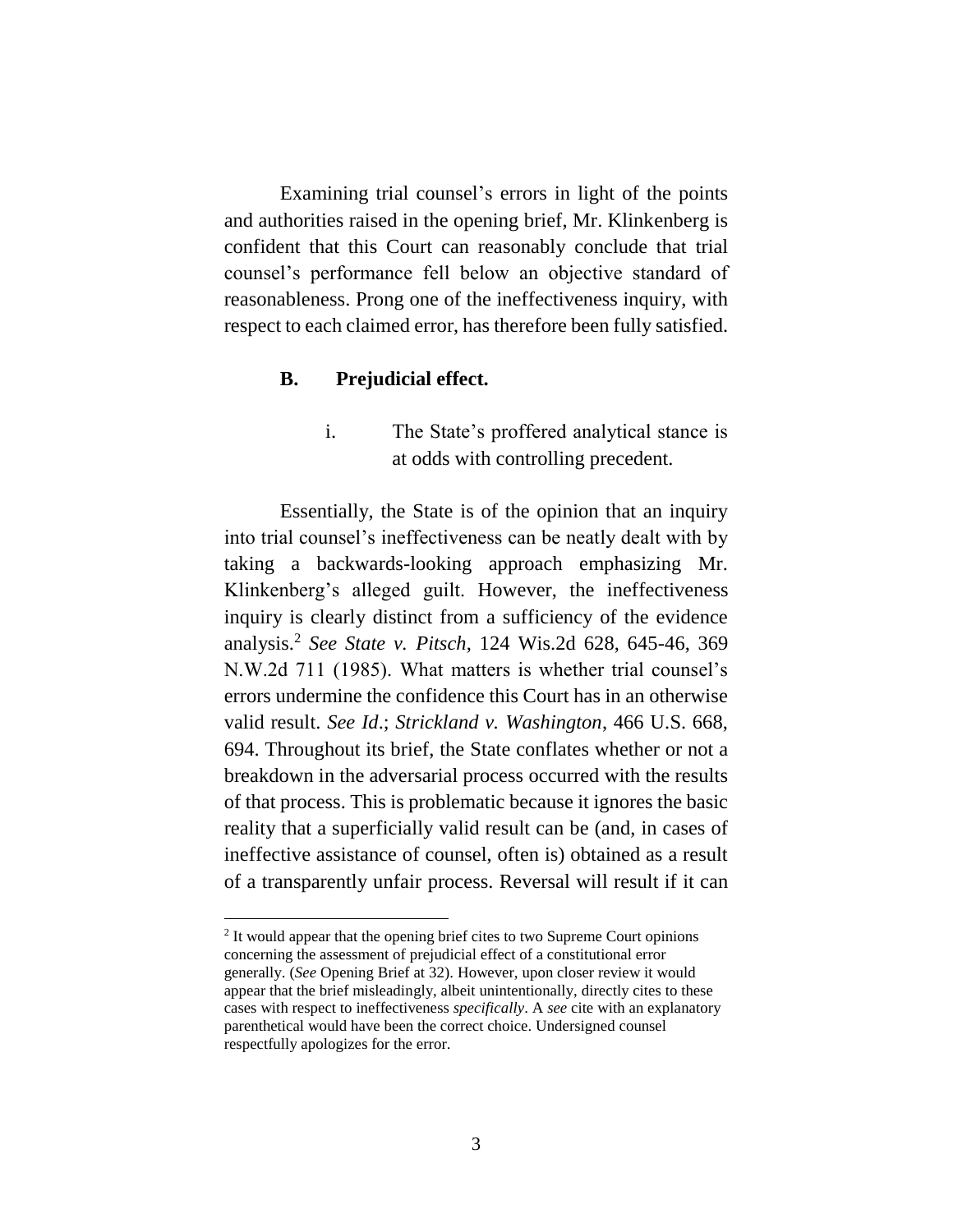Examining trial counsel's errors in light of the points and authorities raised in the opening brief, Mr. Klinkenberg is confident that this Court can reasonably conclude that trial counsel's performance fell below an objective standard of reasonableness. Prong one of the ineffectiveness inquiry, with respect to each claimed error, has therefore been fully satisfied.

### B. Prejudicial effect.

#### i. The State's proffered analytical stance is at odds with controlling precedent.

Essentially, the State is of the opinion that an inquiry into trial counsel's ineffectiveness can be neatly dealt with by taking a backwards-looking approach emphasizing Mr. Klinkenberg's alleged guilt. However, the ineffectiveness inquiry is clearly distinct from a sufficiency of the evidence analysis.[2] *See State v. Pitsch*, 124 Wis.2d 628, 645-46, 369 N.W.2d 711 (1985). What matters is whether trial counsel's errors undermine the confidence this Court has in an otherwise valid result. *See Id*.; *Strickland v. Washington*, 466 U.S. 668, 694. Throughout its brief, the State conflates whether or not a breakdown in the adversarial process occurred with the results of that process. This is problematic because it ignores the basic reality that a superficially valid result can be (and, in cases of ineffective assistance of counsel, often is) obtained as a result of a transparently unfair process. Reversal will result if it can

---

[2] It would appear that the opening brief cites to two Supreme Court opinions concerning the assessment of prejudicial effect of a constitutional error generally. (*See* Opening Brief at 32). However, upon closer review it would appear that the brief misleadingly, albeit unintentionally, directly cites to these cases with respect to ineffectiveness *specifically*. A *see* cite with an explanatory parenthetical would have been the correct choice. Undersigned counsel respectfully apologizes for the error.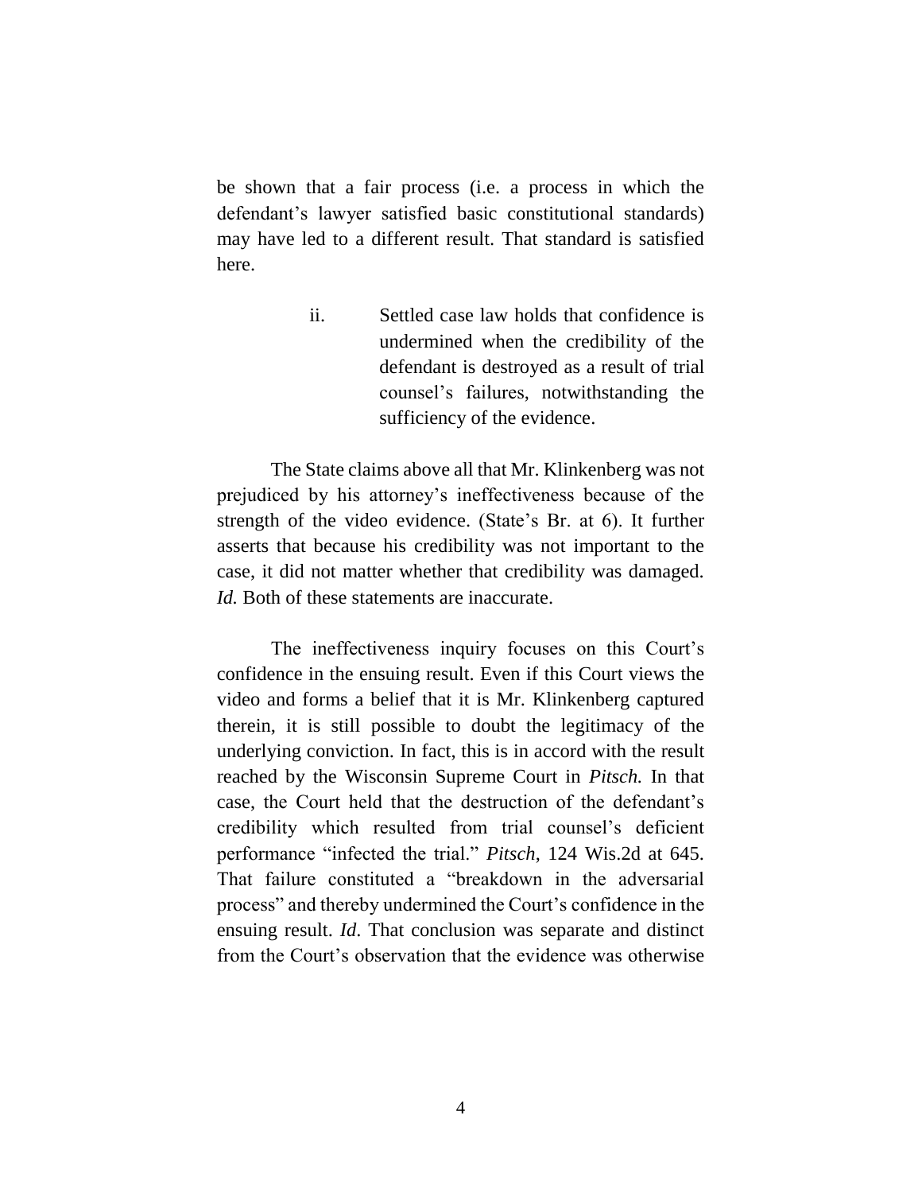be shown that a fair process (i.e. a process in which the defendant's lawyer satisfied basic constitutional standards) may have led to a different result. That standard is satisfied here.

> ii. Settled case law holds that confidence is undermined when the credibility of the defendant is destroyed as a result of trial counsel's failures, notwithstanding the sufficiency of the evidence.

The State claims above all that Mr. Klinkenberg was not prejudiced by his attorney's ineffectiveness because of the strength of the video evidence. (State's Br. at 6). It further asserts that because his credibility was not important to the case, it did not matter whether that credibility was damaged. *Id.* Both of these statements are inaccurate.

The ineffectiveness inquiry focuses on this Court's confidence in the ensuing result. Even if this Court views the video and forms a belief that it is Mr. Klinkenberg captured therein, it is still possible to doubt the legitimacy of the underlying conviction. In fact, this is in accord with the result reached by the Wisconsin Supreme Court in *Pitsch.* In that case, the Court held that the destruction of the defendant's credibility which resulted from trial counsel's deficient performance "infected the trial." *Pitsch*, 124 Wis.2d at 645. That failure constituted a "breakdown in the adversarial process" and thereby undermined the Court's confidence in the ensuing result. *Id*. That conclusion was separate and distinct from the Court's observation that the evidence was otherwise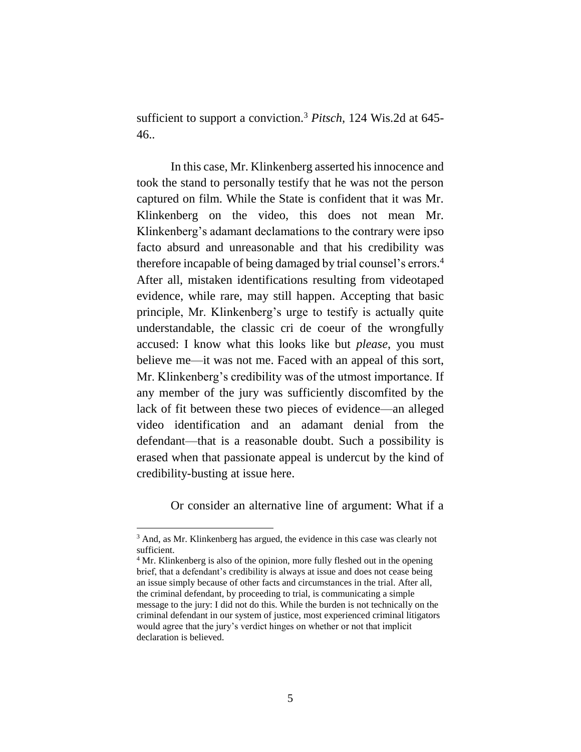sufficient to support a conviction.[3] *Pitsch*, 124 Wis.2d at 645-46..

In this case, Mr. Klinkenberg asserted his innocence and took the stand to personally testify that he was not the person captured on film. While the State is confident that it was Mr. Klinkenberg on the video, this does not mean Mr. Klinkenberg's adamant declamations to the contrary were ipso facto absurd and unreasonable and that his credibility was therefore incapable of being damaged by trial counsel's errors.[4] After all, mistaken identifications resulting from videotaped evidence, while rare, may still happen. Accepting that basic principle, Mr. Klinkenberg's urge to testify is actually quite understandable, the classic cri de coeur of the wrongfully accused: I know what this looks like but *please*, you must believe me—it was not me. Faced with an appeal of this sort, Mr. Klinkenberg's credibility was of the utmost importance. If any member of the jury was sufficiently discomfited by the lack of fit between these two pieces of evidence—an alleged video identification and an adamant denial from the defendant—that is a reasonable doubt. Such a possibility is erased when that passionate appeal is undercut by the kind of credibility-busting at issue here.

Or consider an alternative line of argument: What if a

---

[3] And, as Mr. Klinkenberg has argued, the evidence in this case was clearly not sufficient.

[4] Mr. Klinkenberg is also of the opinion, more fully fleshed out in the opening brief, that a defendant's credibility is always at issue and does not cease being an issue simply because of other facts and circumstances in the trial. After all, the criminal defendant, by proceeding to trial, is communicating a simple message to the jury: I did not do this. While the burden is not technically on the criminal defendant in our system of justice, most experienced criminal litigators would agree that the jury's verdict hinges on whether or not that implicit declaration is believed.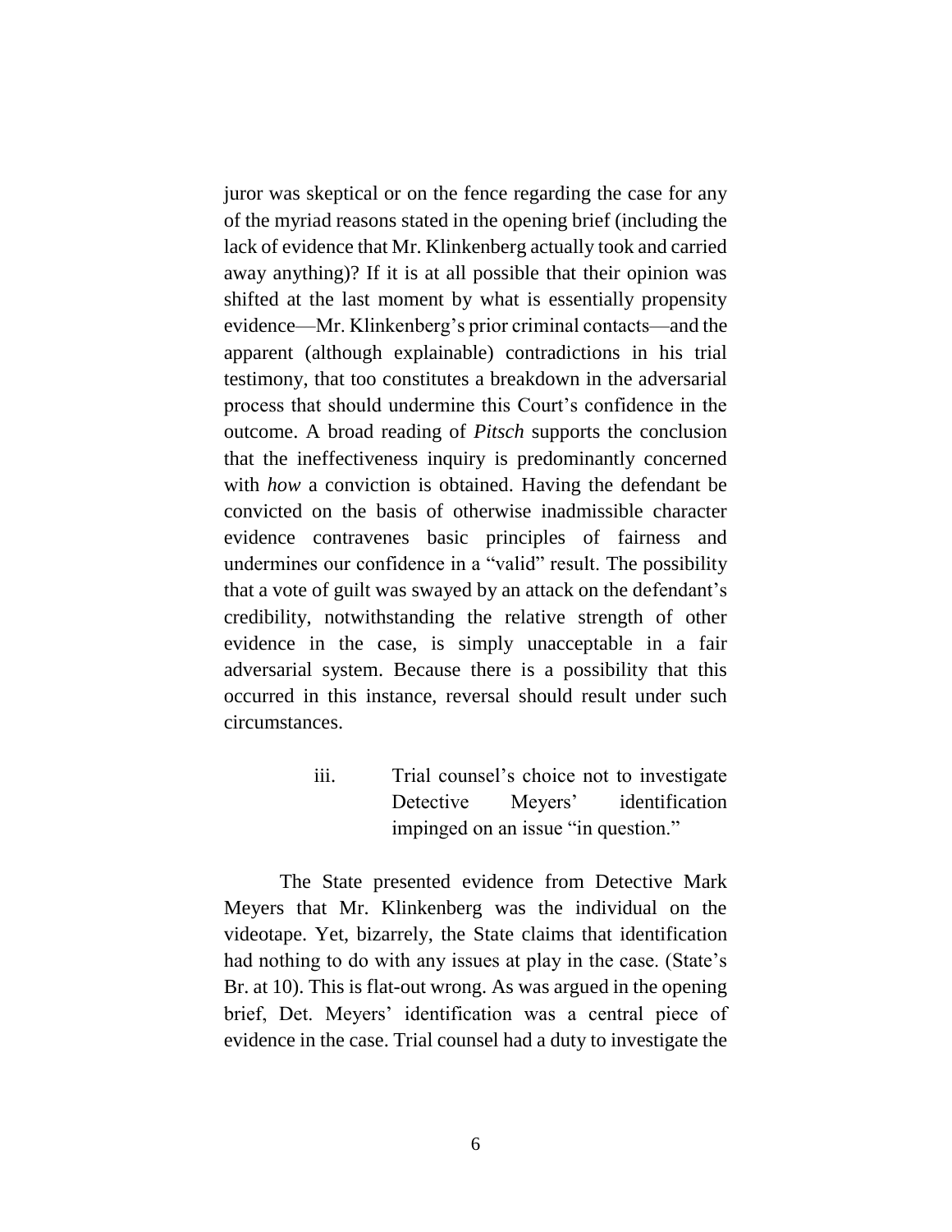juror was skeptical or on the fence regarding the case for any of the myriad reasons stated in the opening brief (including the lack of evidence that Mr. Klinkenberg actually took and carried away anything)? If it is at all possible that their opinion was shifted at the last moment by what is essentially propensity evidence—Mr. Klinkenberg's prior criminal contacts—and the apparent (although explainable) contradictions in his trial testimony, that too constitutes a breakdown in the adversarial process that should undermine this Court's confidence in the outcome. A broad reading of *Pitsch* supports the conclusion that the ineffectiveness inquiry is predominantly concerned with *how* a conviction is obtained. Having the defendant be convicted on the basis of otherwise inadmissible character evidence contravenes basic principles of fairness and undermines our confidence in a "valid" result. The possibility that a vote of guilt was swayed by an attack on the defendant's credibility, notwithstanding the relative strength of other evidence in the case, is simply unacceptable in a fair adversarial system. Because there is a possibility that this occurred in this instance, reversal should result under such circumstances.

iii. Trial counsel's choice not to investigate Detective Meyers' identification impinged on an issue "in question."

The State presented evidence from Detective Mark Meyers that Mr. Klinkenberg was the individual on the videotape. Yet, bizarrely, the State claims that identification had nothing to do with any issues at play in the case. (State's Br. at 10). This is flat-out wrong. As was argued in the opening brief, Det. Meyers' identification was a central piece of evidence in the case. Trial counsel had a duty to investigate the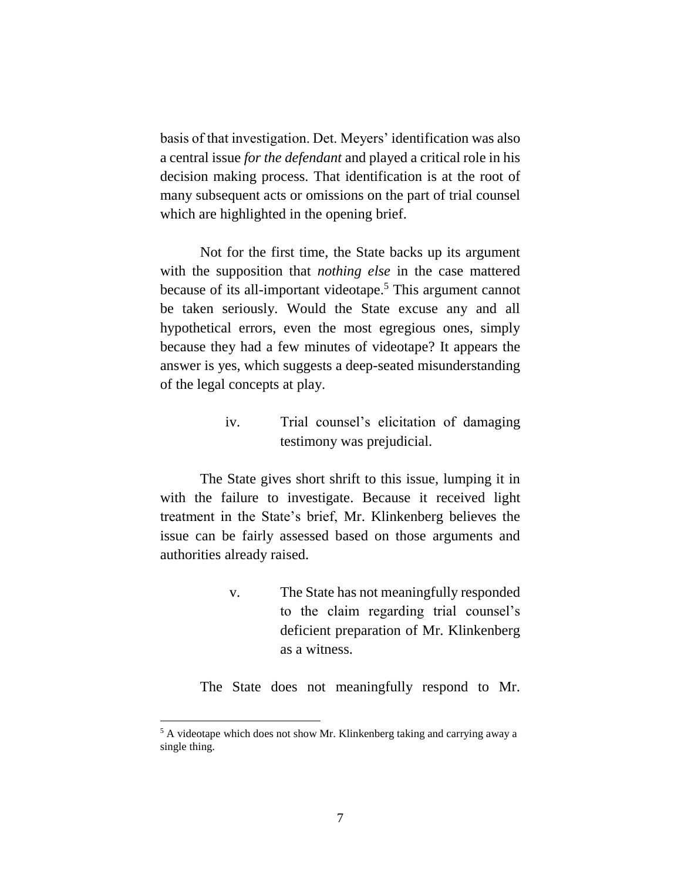basis of that investigation. Det. Meyers' identification was also a central issue *for the defendant* and played a critical role in his decision making process. That identification is at the root of many subsequent acts or omissions on the part of trial counsel which are highlighted in the opening brief.

Not for the first time, the State backs up its argument with the supposition that *nothing else* in the case mattered because of its all-important videotape.[5] This argument cannot be taken seriously. Would the State excuse any and all hypothetical errors, even the most egregious ones, simply because they had a few minutes of videotape? It appears the answer is yes, which suggests a deep-seated misunderstanding of the legal concepts at play.

iv. Trial counsel's elicitation of damaging testimony was prejudicial.

The State gives short shrift to this issue, lumping it in with the failure to investigate. Because it received light treatment in the State's brief, Mr. Klinkenberg believes the issue can be fairly assessed based on those arguments and authorities already raised.

v. The State has not meaningfully responded to the claim regarding trial counsel's deficient preparation of Mr. Klinkenberg as a witness.

The State does not meaningfully respond to Mr.

---

[5] A videotape which does not show Mr. Klinkenberg taking and carrying away a single thing.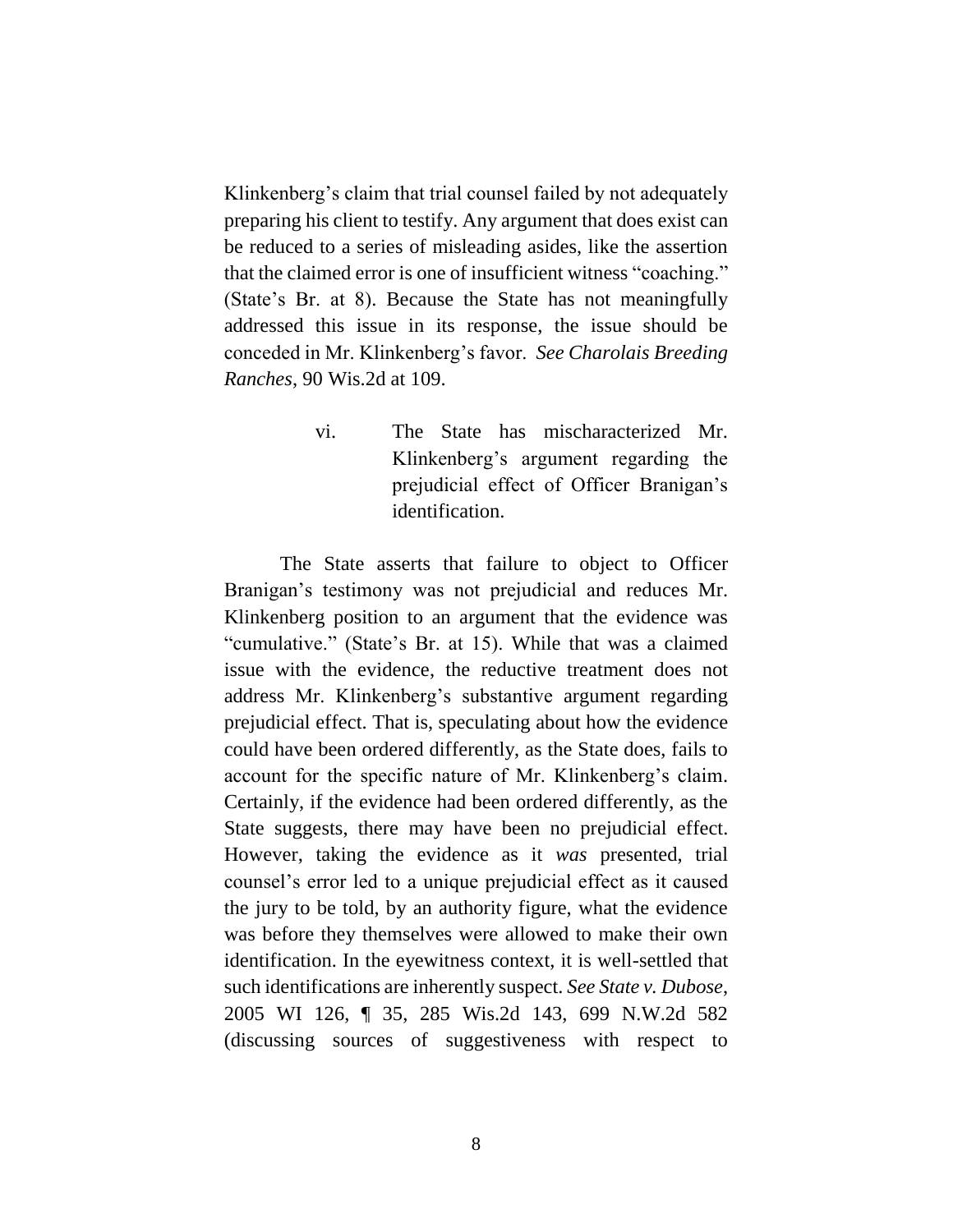Klinkenberg's claim that trial counsel failed by not adequately preparing his client to testify. Any argument that does exist can be reduced to a series of misleading asides, like the assertion that the claimed error is one of insufficient witness "coaching." (State's Br. at 8). Because the State has not meaningfully addressed this issue in its response, the issue should be conceded in Mr. Klinkenberg's favor. *See Charolais Breeding Ranches*, 90 Wis.2d at 109.

### vi. The State has mischaracterized Mr. Klinkenberg's argument regarding the prejudicial effect of Officer Branigan's identification.

The State asserts that failure to object to Officer Branigan's testimony was not prejudicial and reduces Mr. Klinkenberg position to an argument that the evidence was "cumulative." (State's Br. at 15). While that was a claimed issue with the evidence, the reductive treatment does not address Mr. Klinkenberg's substantive argument regarding prejudicial effect. That is, speculating about how the evidence could have been ordered differently, as the State does, fails to account for the specific nature of Mr. Klinkenberg's claim. Certainly, if the evidence had been ordered differently, as the State suggests, there may have been no prejudicial effect. However, taking the evidence as it *was* presented, trial counsel's error led to a unique prejudicial effect as it caused the jury to be told, by an authority figure, what the evidence was before they themselves were allowed to make their own identification. In the eyewitness context, it is well-settled that such identifications are inherently suspect. *See State v. Dubose*, 2005 WI 126, ¶ 35, 285 Wis.2d 143, 699 N.W.2d 582 (discussing sources of suggestiveness with respect to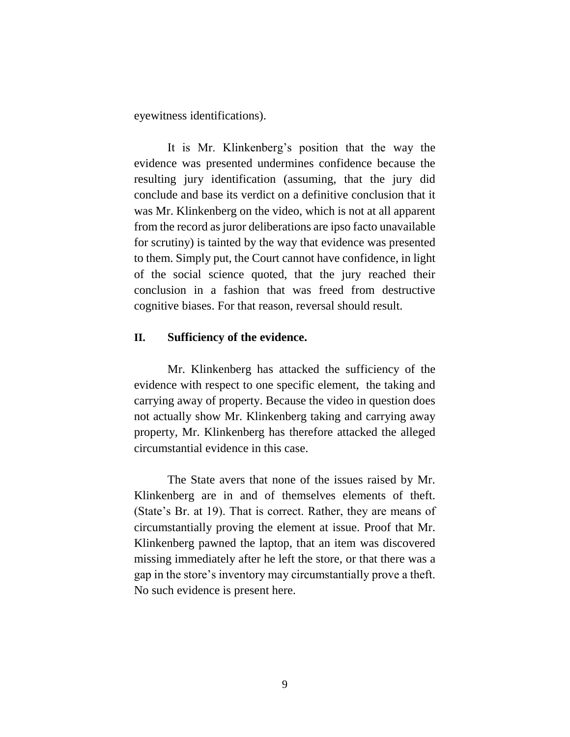eyewitness identifications).

It is Mr. Klinkenberg's position that the way the evidence was presented undermines confidence because the resulting jury identification (assuming, that the jury did conclude and base its verdict on a definitive conclusion that it was Mr. Klinkenberg on the video, which is not at all apparent from the record as juror deliberations are ipso facto unavailable for scrutiny) is tainted by the way that evidence was presented to them. Simply put, the Court cannot have confidence, in light of the social science quoted, that the jury reached their conclusion in a fashion that was freed from destructive cognitive biases. For that reason, reversal should result.

## II. Sufficiency of the evidence.

Mr. Klinkenberg has attacked the sufficiency of the evidence with respect to one specific element, the taking and carrying away of property. Because the video in question does not actually show Mr. Klinkenberg taking and carrying away property, Mr. Klinkenberg has therefore attacked the alleged circumstantial evidence in this case.

The State avers that none of the issues raised by Mr. Klinkenberg are in and of themselves elements of theft. (State's Br. at 19). That is correct. Rather, they are means of circumstantially proving the element at issue. Proof that Mr. Klinkenberg pawned the laptop, that an item was discovered missing immediately after he left the store, or that there was a gap in the store's inventory may circumstantially prove a theft. No such evidence is present here.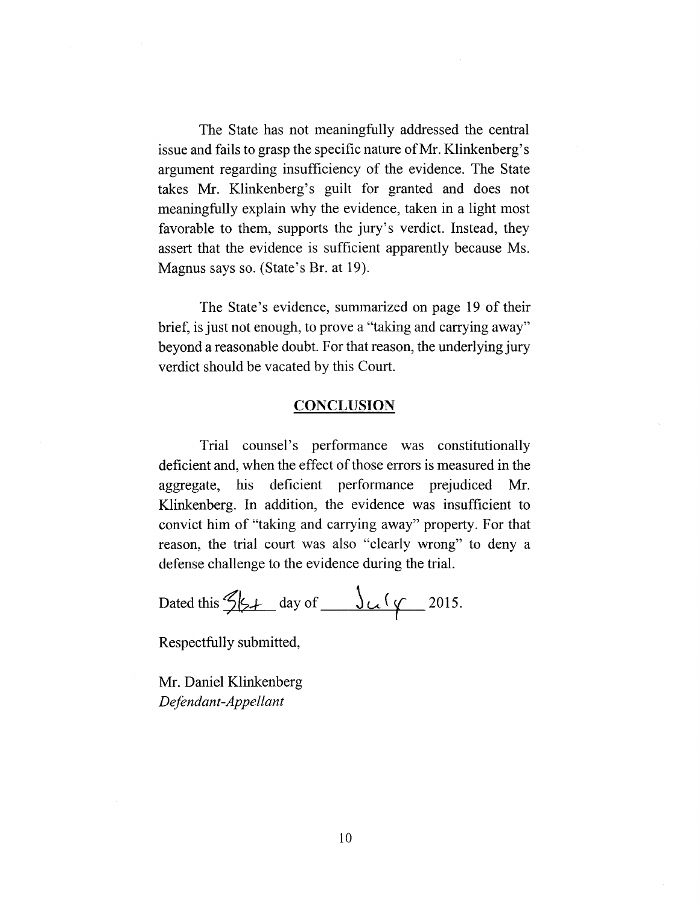The State has not meaningfully addressed the central issue and fails to grasp the specific nature of Mr. Klinkenberg's argument regarding insufficiency of the evidence. The State takes Mr. Klinkenberg's guilt for granted and does not meaningfully explain why the evidence, taken in a light most favorable to them, supports the jury's verdict. Instead, they assert that the evidence is sufficient apparently because Ms. Magnus says so. (State's Br. at 19).

The State's evidence, summarized on page 19 of their brief, is just not enough, to prove a "taking and carrying away" beyond a reasonable doubt. For that reason, the underlying jury verdict should be vacated by this Court.

## CONCLUSION

Trial counsel's performance was constitutionally deficient and, when the effect of those errors is measured in the aggregate, his deficient performance prejudiced Mr. Klinkenberg. In addition, the evidence was insufficient to convict him of "taking and carrying away" property. For that reason, the trial court was also "clearly wrong" to deny a defense challenge to the evidence during the trial.

Dated this 31st day of July 2015.

Respectfully submitted,

Mr. Daniel Klinkenberg
*Defendant-Appellant*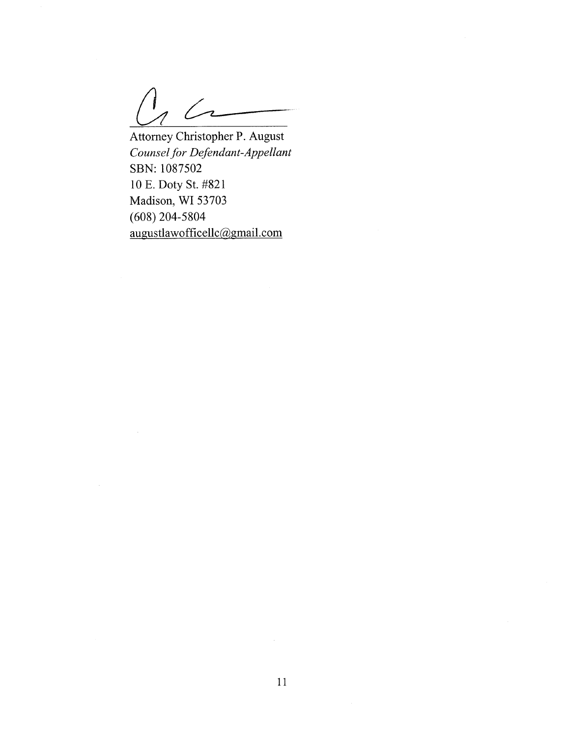Attorney Christopher P. August
*Counsel for Defendant-Appellant*
SBN: 1087502
10 E. Doty St. #821
Madison, WI 53703
(608) 204-5804
augustlawofficellc@gmail.com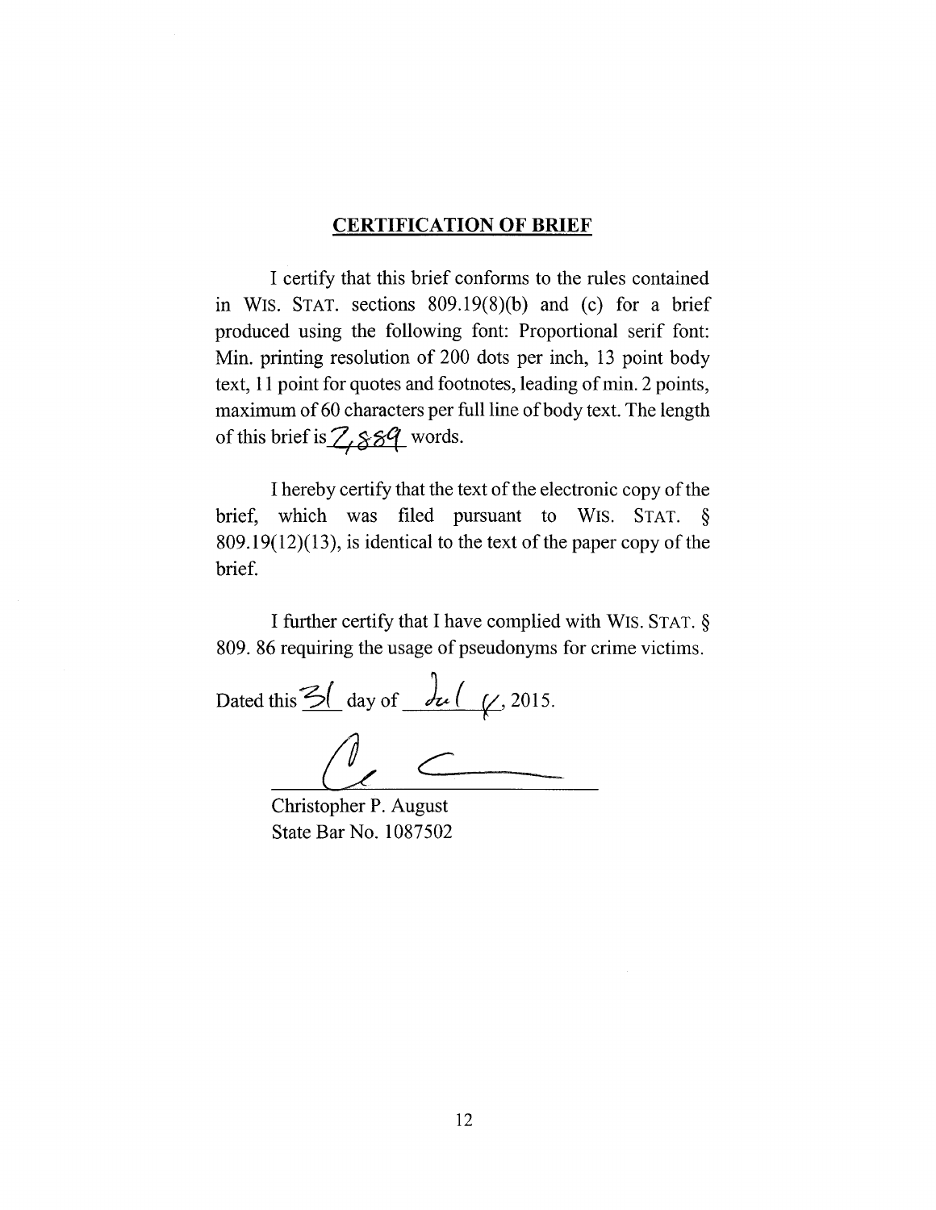## CERTIFICATION OF BRIEF

I certify that this brief conforms to the rules contained in WIS. STAT. sections 809.19(8)(b) and (c) for a brief produced using the following font: Proportional serif font: Min. printing resolution of 200 dots per inch, 13 point body text, 11 point for quotes and footnotes, leading of min. 2 points, maximum of 60 characters per full line of body text. The length of this brief is 2,889 words.

I hereby certify that the text of the electronic copy of the brief, which was filed pursuant to WIS. STAT. § 809.19(12)(13), is identical to the text of the paper copy of the brief.

I further certify that I have complied with WIS. STAT. § 809. 86 requiring the usage of pseudonyms for crime victims.

Dated this 31 day of July, 2015.

Christopher P. August
State Bar No. 1087502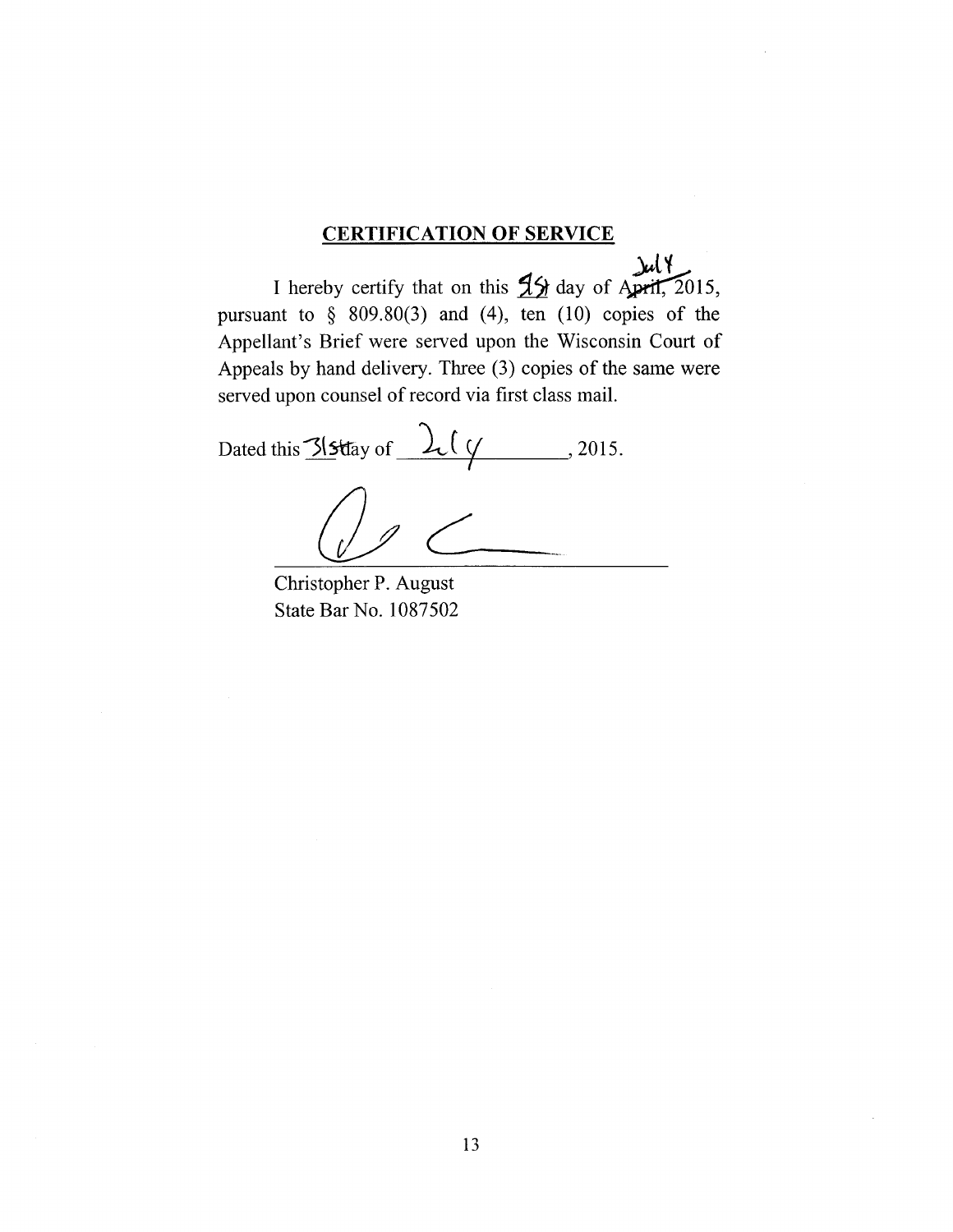## CERTIFICATION OF SERVICE

I hereby certify that on this 31st day of ~~April~~ July, 2015, pursuant to § 809.80(3) and (4), ten (10) copies of the Appellant's Brief were served upon the Wisconsin Court of Appeals by hand delivery. Three (3) copies of the same were served upon counsel of record via first class mail.

Dated this 31st day of July, 2015.

Christopher P. August
State Bar No. 1087502